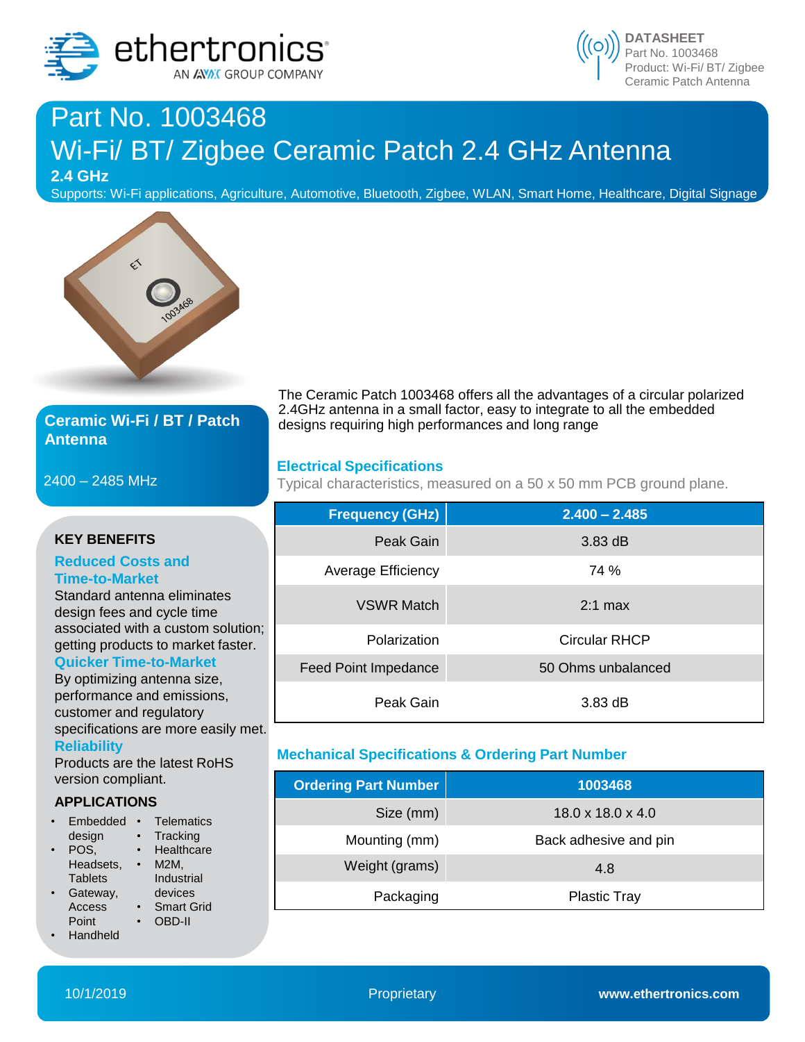# Part No. 1003468

# Wi-Fi/ BT/ Zigbee Ceramic Patch 2.4 GHz Antenna

**2.4 GHz**

Supports: Wi-Fi applications, Agriculture, Automotive, Bluetooth, Zigbee, WLAN, Smart Home, Healthcare, Digital Signage

## Ceramic Wi-Fi / BT / Patch Antenna

2400 – 2485 MHz

The Ceramic Patch 1003468 offers all the advantages of a circular polarized 2.4GHz antenna in a small factor, easy to integrate to all the embedded designs requiring high performances and long range

### KEY BENEFITS

**Reduced Costs and Time-to-Market**

Standard antenna eliminates design fees and cycle time associated with a custom solution; getting products to market faster.

**Quicker Time-to-Market**

By optimizing antenna size, performance and emissions, customer and regulatory specifications are more easily met.

**Reliability**

Products are the latest RoHS version compliant.

### APPLICATIONS

- Embedded design
- POS, Headsets, Tablets
- Gateway, Access Point
- Handheld
- Telematics
- Tracking
- Healthcare
- M2M, Industrial devices
- Smart Grid
- OBD-II

### Electrical Specifications

Typical characteristics, measured on a 50 x 50 mm PCB ground plane.

| Frequency (GHz) | 2.400 – 2.485 |
|---|---|
| Peak Gain | 3.83 dB |
| Average Efficiency | 74 % |
| VSWR Match | 2:1 max |
| Polarization | Circular RHCP |
| Feed Point Impedance | 50 Ohms unbalanced |
| Peak Gain | 3.83 dB |

### Mechanical Specifications & Ordering Part Number

| Ordering Part Number | 1003468 |
|---|---|
| Size (mm) | 18.0 x 18.0 x 4.0 |
| Mounting (mm) | Back adhesive and pin |
| Weight (grams) | 4.8 |
| Packaging | Plastic Tray |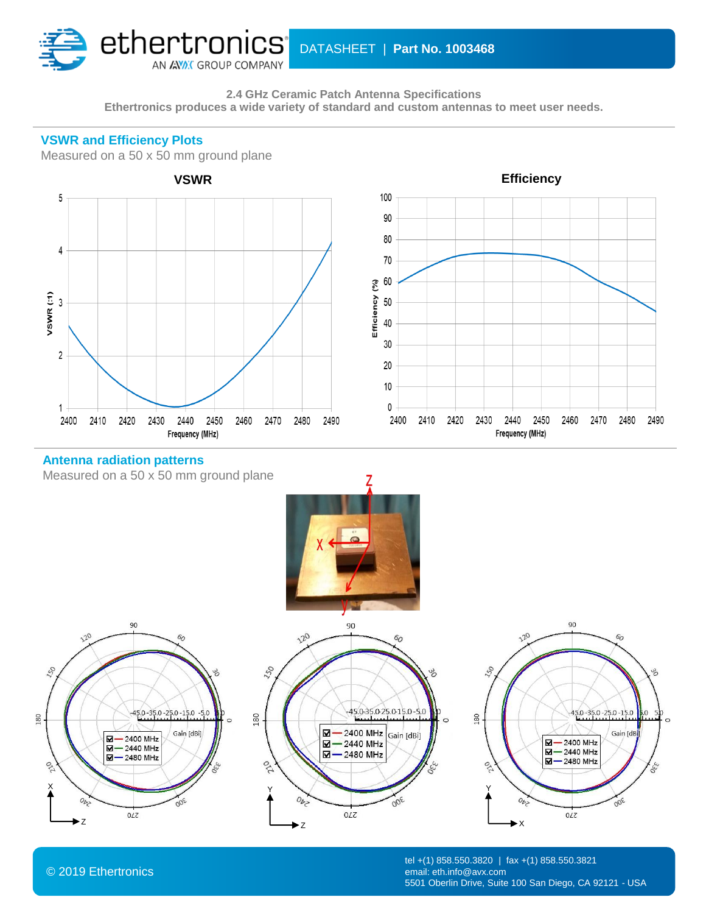2.4 GHz Ceramic Patch Antenna Specifications
Ethertronics produces a wide variety of standard and custom antennas to meet user needs.

## VSWR and Efficiency Plots

Measured on a 50 x 50 mm ground plane

**VSWR**

**Efficiency**

## Antenna radiation patterns

Measured on a 50 x 50 mm ground plane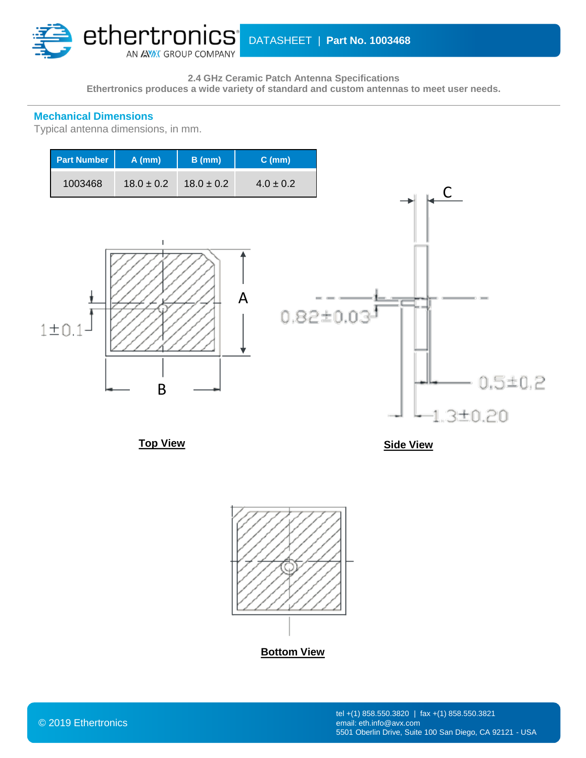**2.4 GHz Ceramic Patch Antenna Specifications**
**Ethertronics produces a wide variety of standard and custom antennas to meet user needs.**

## Mechanical Dimensions

Typical antenna dimensions, in mm.

| Part Number | A (mm) | B (mm) | C (mm) |
|---|---|---|---|
| 1003468 | 18.0 ± 0.2 | 18.0 ± 0.2 | 4.0 ± 0.2 |

A

B

1±0.1

C

0.82±0.03

0.5±0.2

1.3±0.20

**Top View**

**Side View**

**Bottom View**

© 2019 Ethertronics

tel +(1) 858.550.3820 | fax +(1) 858.550.3821
email: eth.info@avx.com
5501 Oberlin Drive, Suite 100 San Diego, CA 92121 - USA